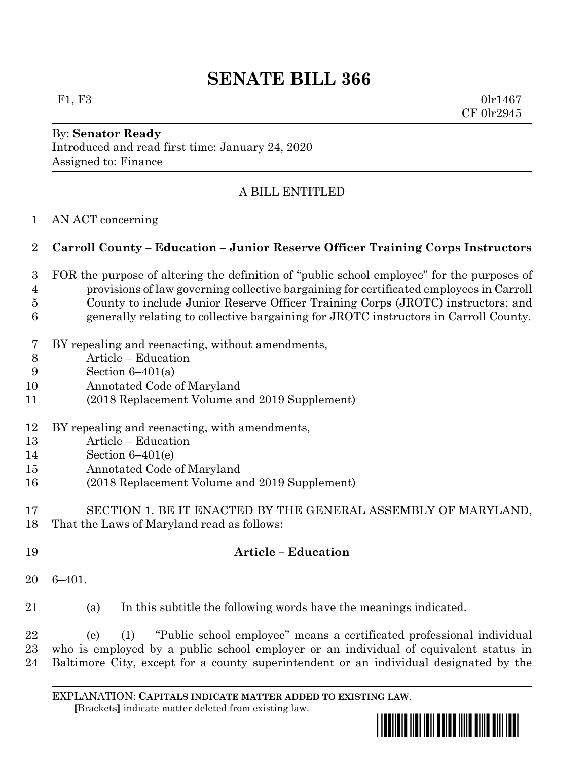# SENATE BILL 366

F1, F3 0lr1467
CF 0lr2945

By: **Senator Ready**
Introduced and read first time: January 24, 2020
Assigned to: Finance

A BILL ENTITLED

1 AN ACT concerning

2 **Carroll County – Education – Junior Reserve Officer Training Corps Instructors**

3 FOR the purpose of altering the definition of "public school employee" for the purposes of
4 provisions of law governing collective bargaining for certificated employees in Carroll
5 County to include Junior Reserve Officer Training Corps (JROTC) instructors; and
6 generally relating to collective bargaining for JROTC instructors in Carroll County.

7 BY repealing and reenacting, without amendments,
8 Article – Education
9 Section 6–401(a)
10 Annotated Code of Maryland
11 (2018 Replacement Volume and 2019 Supplement)

12 BY repealing and reenacting, with amendments,
13 Article – Education
14 Section 6–401(e)
15 Annotated Code of Maryland
16 (2018 Replacement Volume and 2019 Supplement)

17 SECTION 1. BE IT ENACTED BY THE GENERAL ASSEMBLY OF MARYLAND,
18 That the Laws of Maryland read as follows:

19 **Article – Education**

20 6–401.

21 (a) In this subtitle the following words have the meanings indicated.

22 (e) (1) "Public school employee" means a certificated professional individual
23 who is employed by a public school employer or an individual of equivalent status in
24 Baltimore City, except for a county superintendent or an individual designated by the

EXPLANATION: **CAPITALS INDICATE MATTER ADDED TO EXISTING LAW**.
[Brackets] indicate matter deleted from existing law.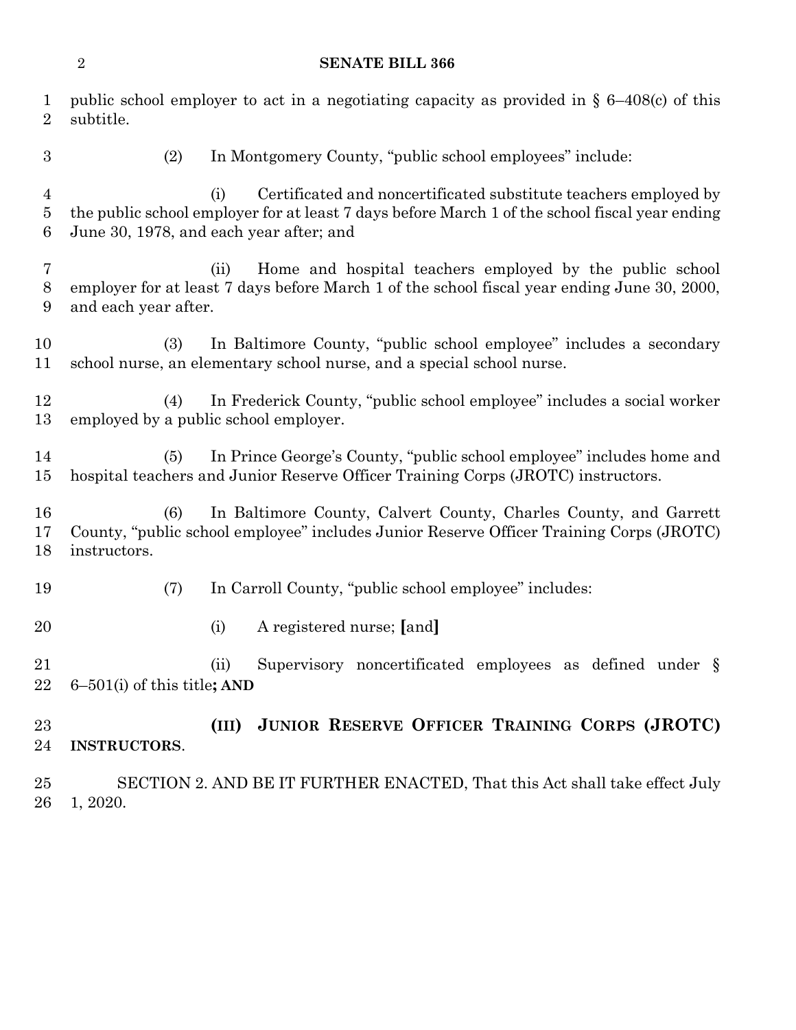public school employer to act in a negotiating capacity as provided in § 6–408(c) of this subtitle.

(2) In Montgomery County, "public school employees" include:

(i) Certificated and noncertificated substitute teachers employed by the public school employer for at least 7 days before March 1 of the school fiscal year ending June 30, 1978, and each year after; and

(ii) Home and hospital teachers employed by the public school employer for at least 7 days before March 1 of the school fiscal year ending June 30, 2000, and each year after.

(3) In Baltimore County, "public school employee" includes a secondary school nurse, an elementary school nurse, and a special school nurse.

(4) In Frederick County, "public school employee" includes a social worker employed by a public school employer.

(5) In Prince George's County, "public school employee" includes home and hospital teachers and Junior Reserve Officer Training Corps (JROTC) instructors.

(6) In Baltimore County, Calvert County, Charles County, and Garrett County, "public school employee" includes Junior Reserve Officer Training Corps (JROTC) instructors.

(7) In Carroll County, "public school employee" includes:

(i) A registered nurse; **[**and**]**

(ii) Supervisory noncertificated employees as defined under § 6–501(i) of this title**; AND**

**(III) JUNIOR RESERVE OFFICER TRAINING CORPS (JROTC) INSTRUCTORS**.

SECTION 2. AND BE IT FURTHER ENACTED, That this Act shall take effect July 1, 2020.